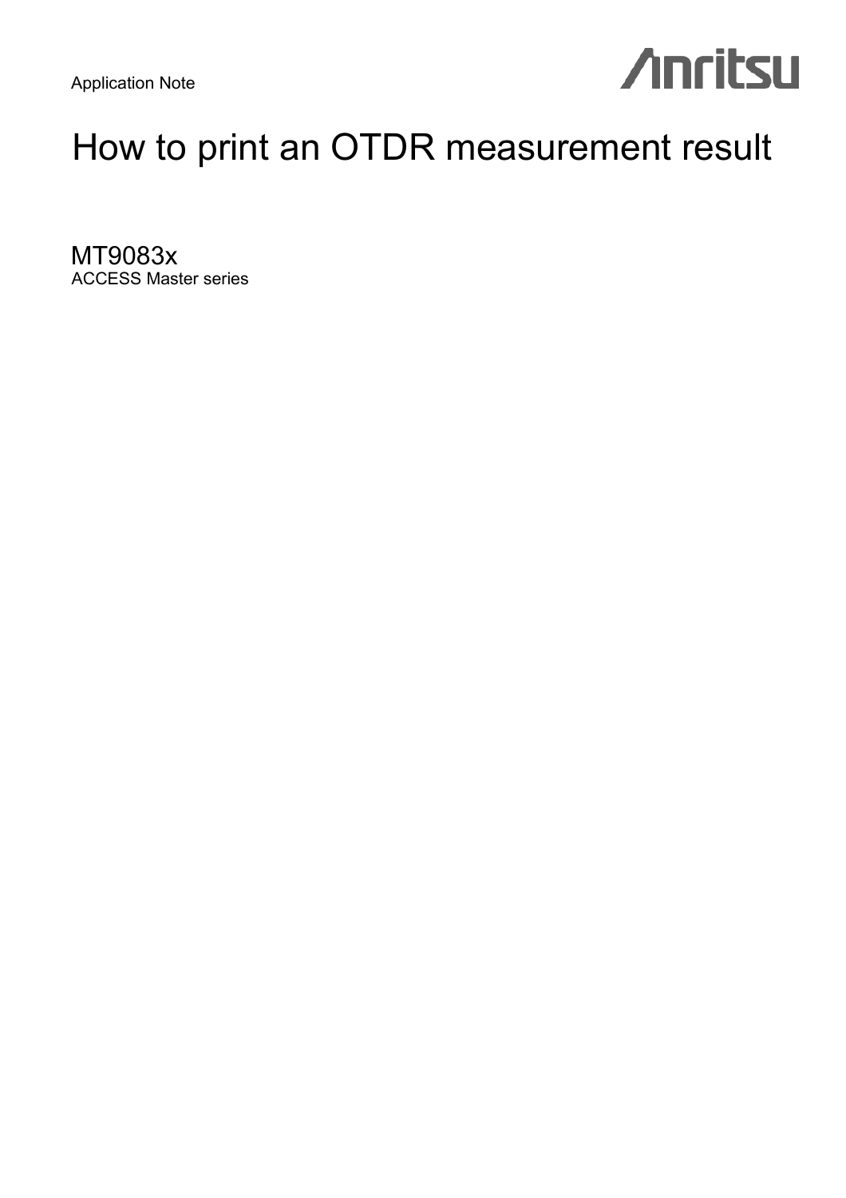Application Note

Anritsu

# How to print an OTDR measurement result

## MT9083x

ACCESS Master series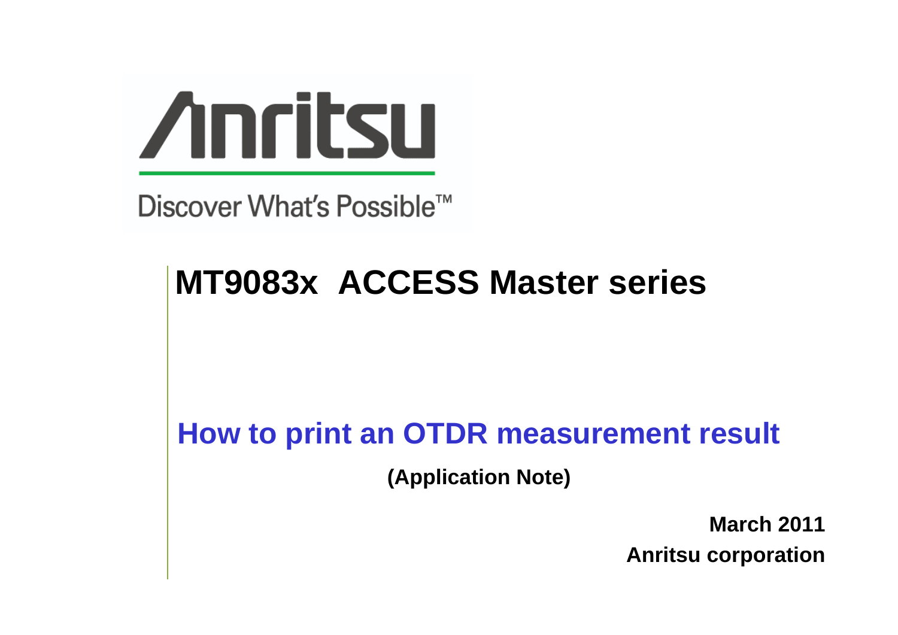Anritsu

Discover What's Possible™

# MT9083x ACCESS Master series

## How to print an OTDR measurement result

**(Application Note)**

**March 2011**

**Anritsu corporation**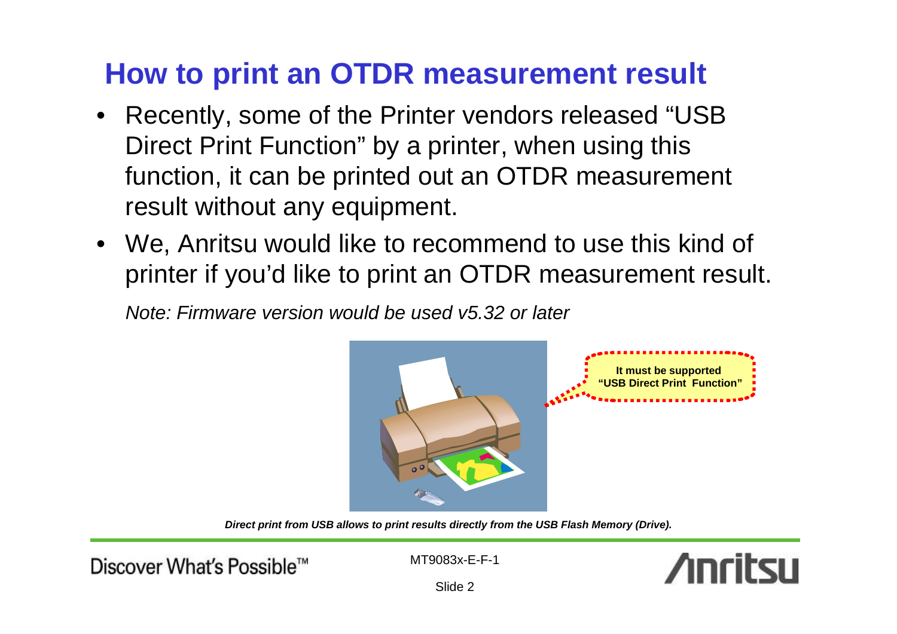## How to print an OTDR measurement result

- Recently, some of the Printer vendors released "USB Direct Print Function" by a printer, when using this function, it can be printed out an OTDR measurement result without any equipment.
- We, Anritsu would like to recommend to use this kind of printer if you'd like to print an OTDR measurement result.

*Note: Firmware version would be used v5.32 or later*

**It must be supported "USB Direct Print Function"**

***Direct print from USB allows to print results directly from the USB Flash Memory (Drive).***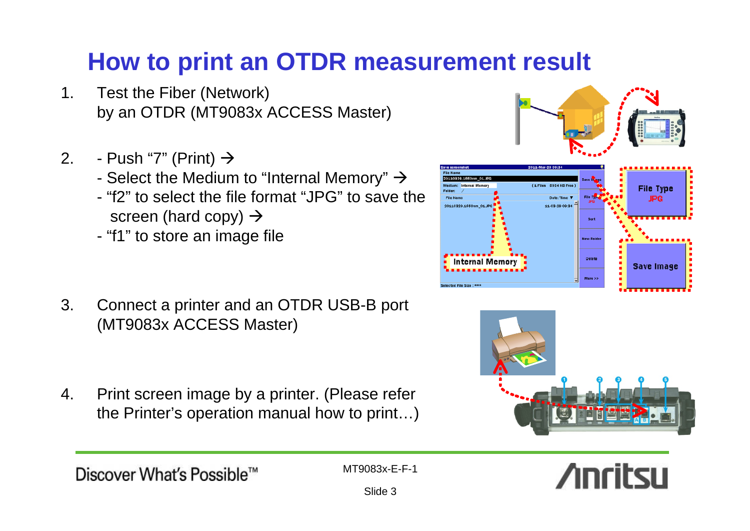# How to print an OTDR measurement result

1. Test the Fiber (Network) by an OTDR (MT9083x ACCESS Master)

2. - Push “7” (Print) →
   - Select the Medium to “Internal Memory” →
   - “f2” to select the file format “JPG” to save the screen (hard copy) →
   - “f1” to store an image file

3. Connect a printer and an OTDR USB-B port (MT9083x ACCESS Master)

4. Print screen image by a printer. (Please refer the Printer’s operation manual how to print…)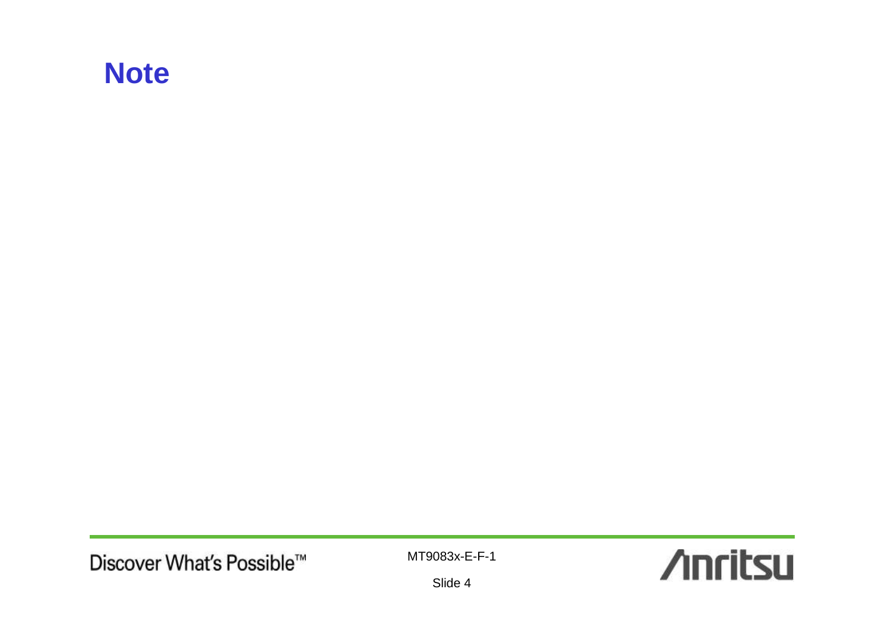# Note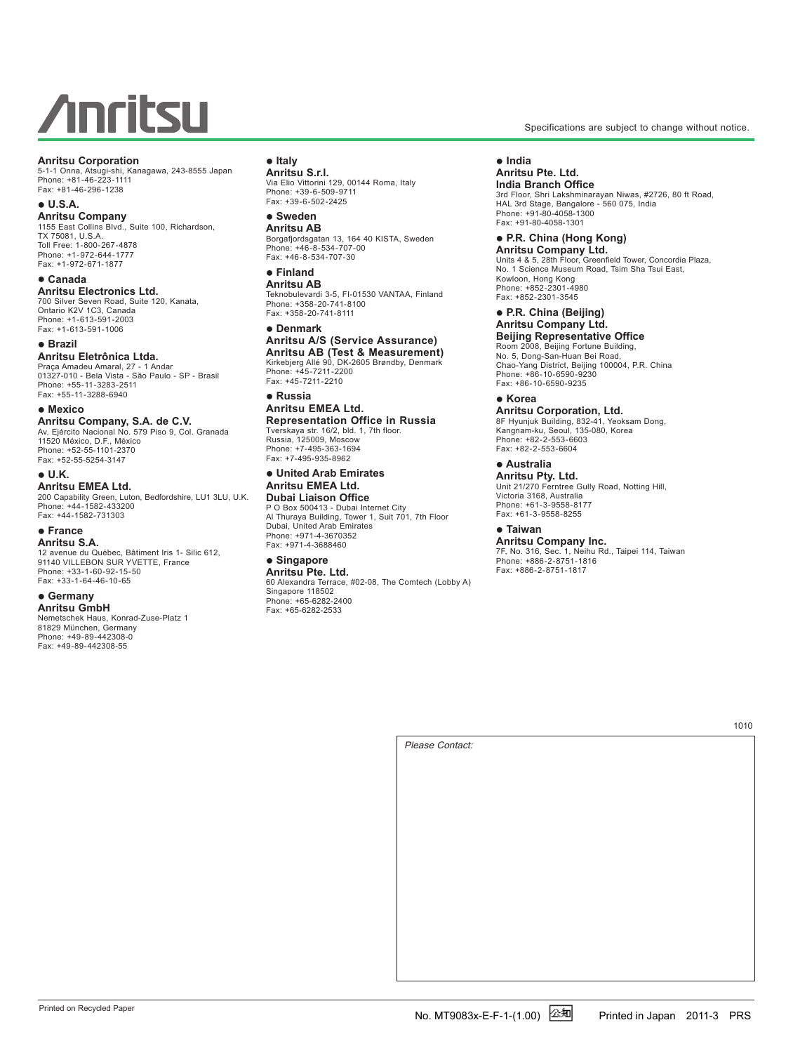# Anritsu

Specifications are subject to change without notice.

**Anritsu Corporation**
5-1-1 Onna, Atsugi-shi, Kanagawa, 243-8555 Japan
Phone: +81-46-223-1111
Fax: +81-46-296-1238

### ● U.S.A.
**Anritsu Company**
1155 East Collins Blvd., Suite 100, Richardson, TX 75081, U.S.A.
Toll Free: 1-800-267-4878
Phone: +1-972-644-1777
Fax: +1-972-671-1877

### ● Canada
**Anritsu Electronics Ltd.**
700 Silver Seven Road, Suite 120, Kanata, Ontario K2V 1C3, Canada
Phone: +1-613-591-2003
Fax: +1-613-591-1006

### ● Brazil
**Anritsu Eletrônica Ltda.**
Praça Amadeu Amaral, 27 - 1 Andar
01327-010 - Bela Vista - São Paulo - SP - Brasil
Phone: +55-11-3283-2511
Fax: +55-11-3288-6940

### ● Mexico
**Anritsu Company, S.A. de C.V.**
Av. Ejército Nacional No. 579 Piso 9, Col. Granada
11520 México, D.F., México
Phone: +52-55-1101-2370
Fax: +52-55-5254-3147

### ● U.K.
**Anritsu EMEA Ltd.**
200 Capability Green, Luton, Bedfordshire, LU1 3LU, U.K.
Phone: +44-1582-433200
Fax: +44-1582-731303

### ● France
**Anritsu S.A.**
12 avenue du Québec, Bâtiment Iris 1- Silic 612, 91140 VILLEBON SUR YVETTE, France
Phone: +33-1-60-92-15-50
Fax: +33-1-64-46-10-65

### ● Germany
**Anritsu GmbH**
Nemetschek Haus, Konrad-Zuse-Platz 1
81829 München, Germany
Phone: +49-89-442308-0
Fax: +49-89-442308-55

### ● Italy
**Anritsu S.r.l.**
Via Elio Vittorini 129, 00144 Roma, Italy
Phone: +39-6-509-9711
Fax: +39-6-502-2425

### ● Sweden
**Anritsu AB**
Borgafjordsgatan 13, 164 40 KISTA, Sweden
Phone: +46-8-534-707-00
Fax: +46-8-534-707-30

### ● Finland
**Anritsu AB**
Teknobulevardi 3-5, FI-01530 VANTAA, Finland
Phone: +358-20-741-8100
Fax: +358-20-741-8111

### ● Denmark
**Anritsu A/S (Service Assurance)**
**Anritsu AB (Test & Measurement)**
Kirkebjerg Allé 90, DK-2605 Brøndby, Denmark
Phone: +45-7211-2200
Fax: +45-7211-2210

### ● Russia
**Anritsu EMEA Ltd.**
**Representation Office in Russia**
Tverskaya str. 16/2, bld. 1, 7th floor.
Russia, 125009, Moscow
Phone: +7-495-363-1694
Fax: +7-495-935-8962

### ● United Arab Emirates
**Anritsu EMEA Ltd.**
**Dubai Liaison Office**
P O Box 500413 - Dubai Internet City
Al Thuraya Building, Tower 1, Suit 701, 7th Floor
Dubai, United Arab Emirates
Phone: +971-4-3670352
Fax: +971-4-3688460

### ● Singapore
**Anritsu Pte. Ltd.**
60 Alexandra Terrace, #02-08, The Comtech (Lobby A)
Singapore 118502
Phone: +65-6282-2400
Fax: +65-6282-2533

### ● India
**Anritsu Pte. Ltd.**
**India Branch Office**
3rd Floor, Shri Lakshminarayan Niwas, #2726, 80 ft Road, HAL 3rd Stage, Bangalore - 560 075, India
Phone: +91-80-4058-1300
Fax: +91-80-4058-1301

### ● P.R. China (Hong Kong)
**Anritsu Company Ltd.**
Units 4 & 5, 28th Floor, Greenfield Tower, Concordia Plaza, No. 1 Science Museum Road, Tsim Sha Tsui East, Kowloon, Hong Kong
Phone: +852-2301-4980
Fax: +852-2301-3545

### ● P.R. China (Beijing)
**Anritsu Company Ltd.**
**Beijing Representative Office**
Room 2008, Beijing Fortune Building,
No. 5, Dong-San-Huan Bei Road,
Chao-Yang District, Beijing 100004, P.R. China
Phone: +86-10-6590-9230
Fax: +86-10-6590-9235

### ● Korea
**Anritsu Corporation, Ltd.**
8F Hyunjuk Building, 832-41, Yeoksam Dong, Kangnam-ku, Seoul, 135-080, Korea
Phone: +82-2-553-6603
Fax: +82-2-553-6604

### ● Australia
**Anritsu Pty. Ltd.**
Unit 21/270 Ferntree Gully Road, Notting Hill, Victoria 3168, Australia
Phone: +61-3-9558-8177
Fax: +61-3-9558-8255

### ● Taiwan
**Anritsu Company Inc.**
7F, No. 316, Sec. 1, Neihu Rd., Taipei 114, Taiwan
Phone: +886-2-8751-1816
Fax: +886-2-8751-1817

1010

*Please Contact:*

Printed on Recycled Paper

No. MT9083x-E-F-1-(1.00) 公知 Printed in Japan 2011-3 PRS